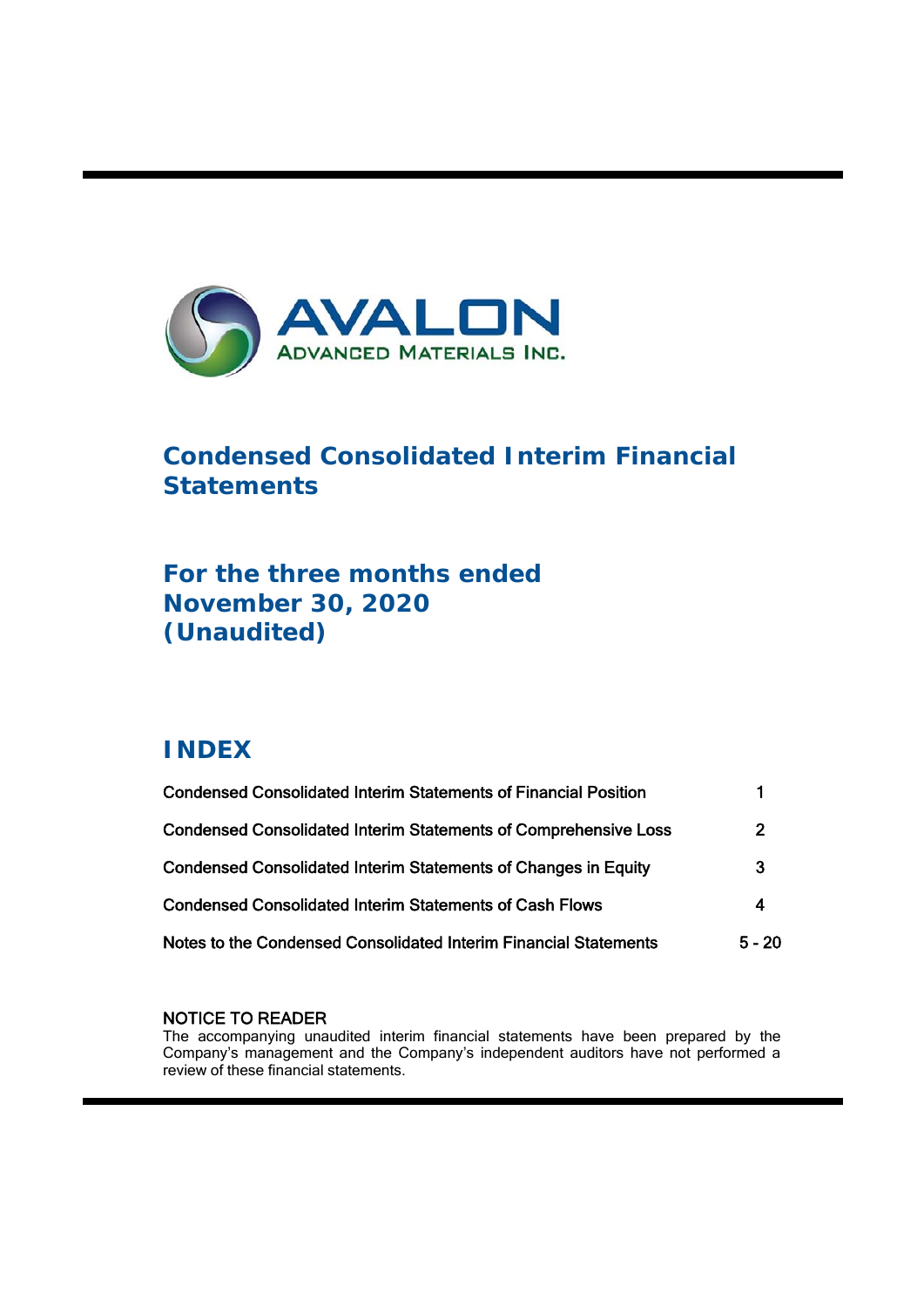AVALON

ADVANCED MATERIALS INC.

# Condensed Consolidated Interim Financial Statements

## For the three months ended November 30, 2020 (Unaudited)

## INDEX

| | |
|---|---|
| Condensed Consolidated Interim Statements of Financial Position | 1 |
| Condensed Consolidated Interim Statements of Comprehensive Loss | 2 |
| Condensed Consolidated Interim Statements of Changes in Equity | 3 |
| Condensed Consolidated Interim Statements of Cash Flows | 4 |
| Notes to the Condensed Consolidated Interim Financial Statements | 5 - 20 |

NOTICE TO READER
The accompanying unaudited interim financial statements have been prepared by the Company's management and the Company's independent auditors have not performed a review of these financial statements.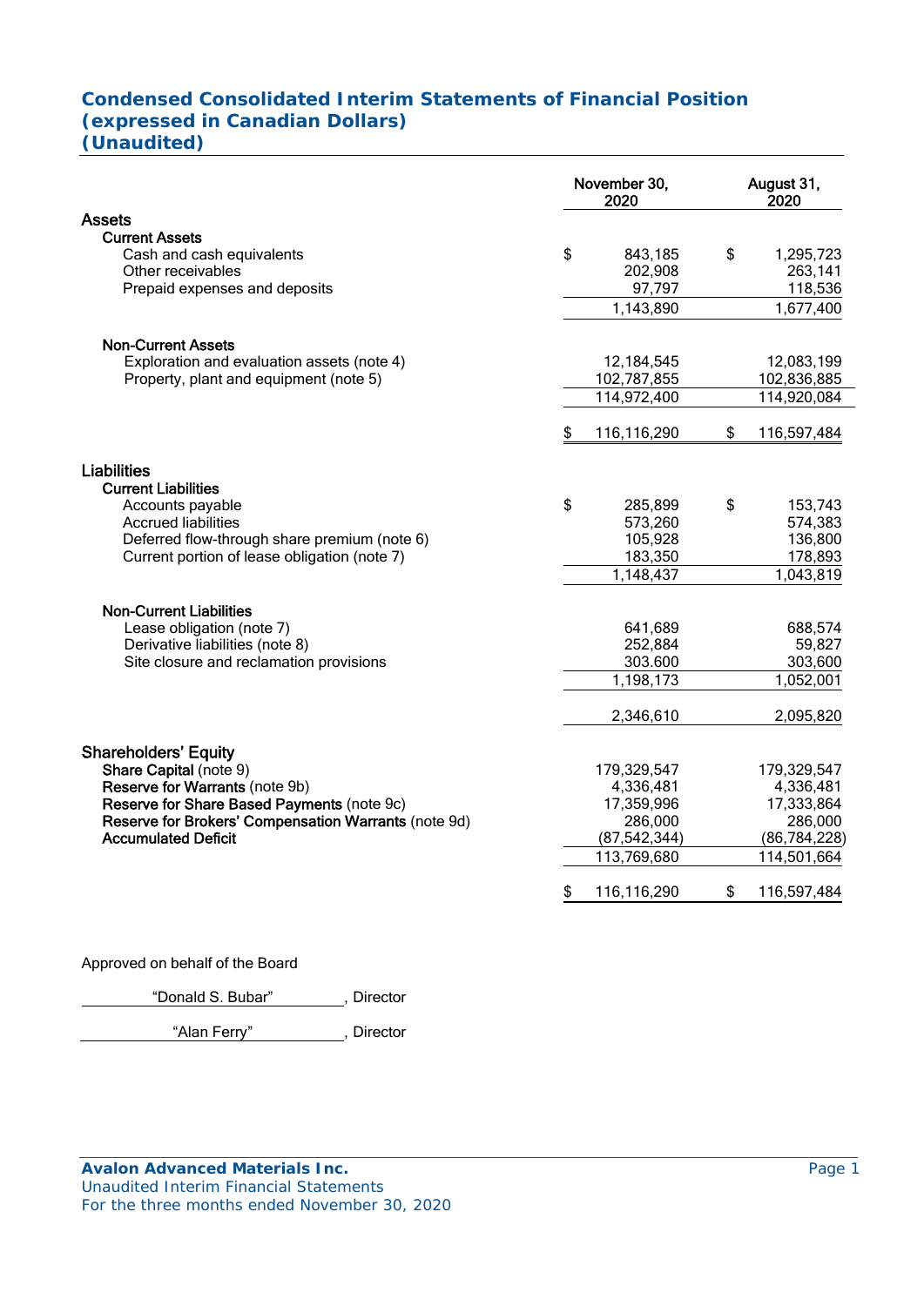# Condensed Consolidated Interim Statements of Financial Position
## (expressed in Canadian Dollars)
## (Unaudited)

| | November 30, 2020 | August 31, 2020 |
|---|---|---|
| **Assets** | | |
| **Current Assets** | | |
| Cash and cash equivalents | $ 843,185 | $ 1,295,723 |
| Other receivables | 202,908 | 263,141 |
| Prepaid expenses and deposits | 97,797 | 118,536 |
| | 1,143,890 | 1,677,400 |
| **Non-Current Assets** | | |
| Exploration and evaluation assets (note 4) | 12,184,545 | 12,083,199 |
| Property, plant and equipment (note 5) | 102,787,855 | 102,836,885 |
| | 114,972,400 | 114,920,084 |
| | $ 116,116,290 | $ 116,597,484 |
| **Liabilities** | | |
| **Current Liabilities** | | |
| Accounts payable | $ 285,899 | $ 153,743 |
| Accrued liabilities | 573,260 | 574,383 |
| Deferred flow-through share premium (note 6) | 105,928 | 136,800 |
| Current portion of lease obligation (note 7) | 183,350 | 178,893 |
| | 1,148,437 | 1,043,819 |
| **Non-Current Liabilities** | | |
| Lease obligation (note 7) | 641,689 | 688,574 |
| Derivative liabilities (note 8) | 252,884 | 59,827 |
| Site closure and reclamation provisions | 303.600 | 303,600 |
| | 1,198,173 | 1,052,001 |
| | 2,346,610 | 2,095,820 |
| **Shareholders' Equity** | | |
| **Share Capital** (note 9) | 179,329,547 | 179,329,547 |
| **Reserve for Warrants** (note 9b) | 4,336,481 | 4,336,481 |
| **Reserve for Share Based Payments** (note 9c) | 17,359,996 | 17,333,864 |
| **Reserve for Brokers' Compensation Warrants** (note 9d) | 286,000 | 286,000 |
| **Accumulated Deficit** | (87,542,344) | (86,784,228) |
| | 113,769,680 | 114,501,664 |
| | $ 116,116,290 | $ 116,597,484 |

Approved on behalf of the Board

"Donald S. Bubar", Director

"Alan Ferry", Director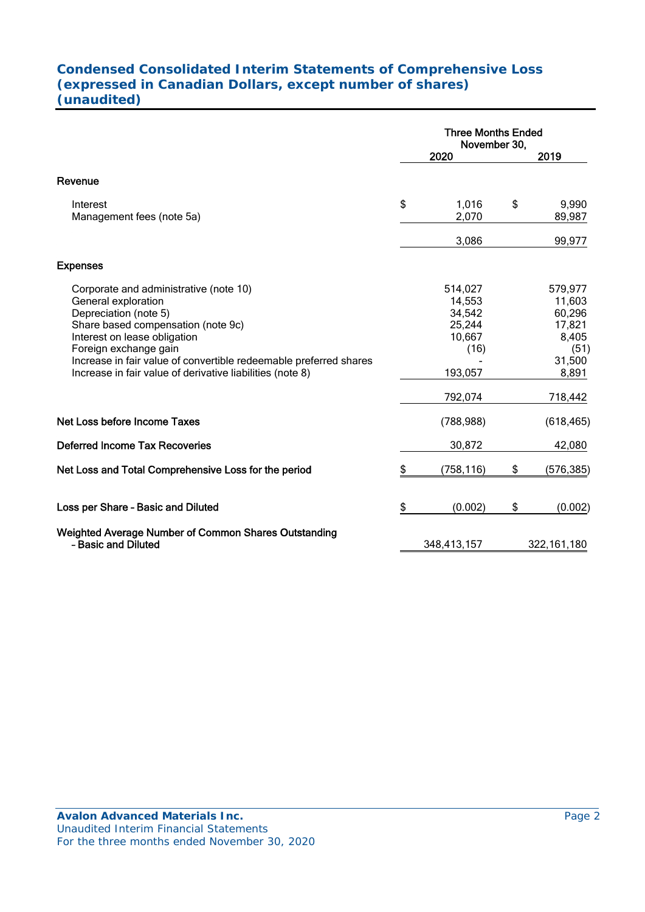# Condensed Consolidated Interim Statements of Comprehensive Loss
# (expressed in Canadian Dollars, except number of shares)
# (unaudited)

| | Three Months Ended November 30, 2020 | 2019 |
|---|---|---|
| **Revenue** | | |
| Interest | $ 1,016 | $ 9,990 |
| Management fees (note 5a) | 2,070 | 89,987 |
| | 3,086 | 99,977 |
| **Expenses** | | |
| Corporate and administrative (note 10) | 514,027 | 579,977 |
| General exploration | 14,553 | 11,603 |
| Depreciation (note 5) | 34,542 | 60,296 |
| Share based compensation (note 9c) | 25,244 | 17,821 |
| Interest on lease obligation | 10,667 | 8,405 |
| Foreign exchange gain | (16) | (51) |
| Increase in fair value of convertible redeemable preferred shares | - | 31,500 |
| Increase in fair value of derivative liabilities (note 8) | 193,057 | 8,891 |
| | 792,074 | 718,442 |
| **Net Loss before Income Taxes** | (788,988) | (618,465) |
| **Deferred Income Tax Recoveries** | 30,872 | 42,080 |
| **Net Loss and Total Comprehensive Loss for the period** | $ (758,116) | $ (576,385) |
| **Loss per Share - Basic and Diluted** | $ (0.002) | $ (0.002) |
| **Weighted Average Number of Common Shares Outstanding - Basic and Diluted** | 348,413,157 | 322,161,180 |

**Avalon Advanced Materials Inc.**
Unaudited Interim Financial Statements
For the three months ended November 30, 2020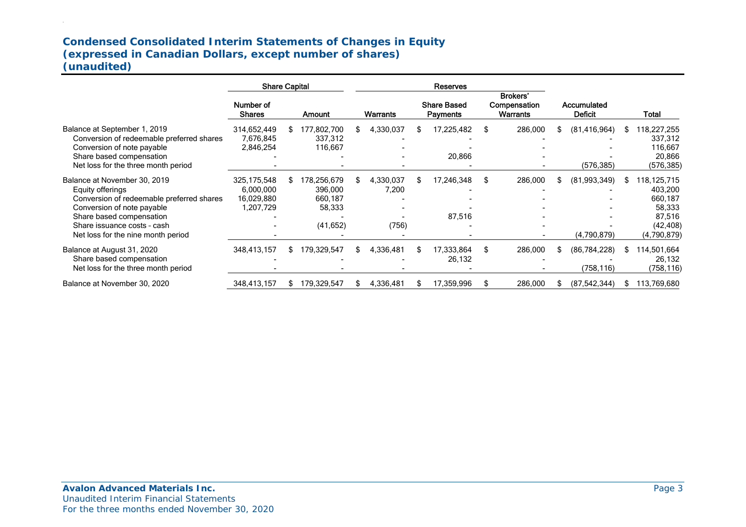# Condensed Consolidated Interim Statements of Changes in Equity
# (expressed in Canadian Dollars, except number of shares)
# (unaudited)

| | Share Capital | | Reserves | | | | |
|---|---|---|---|---|---|---|---|
| | Number of Shares | Amount | Warrants | Share Based Payments | Brokers' Compensation Warrants | Accumulated Deficit | Total |
| Balance at September 1, 2019 | 314,652,449 | $ 177,802,700 | $ 4,330,037 | $ 17,225,482 | $ 286,000 | $ (81,416,964) | $ 118,227,255 |
| Conversion of redeemable preferred shares | 7,676,845 | 337,312 | - | - | - | - | 337,312 |
| Conversion of note payable | 2,846,254 | 116,667 | - | - | - | - | 116,667 |
| Share based compensation | - | - | - | 20,866 | - | - | 20,866 |
| Net loss for the three month period | - | - | - | - | - | (576,385) | (576,385) |
| Balance at November 30, 2019 | 325,175,548 | $ 178,256,679 | $ 4,330,037 | $ 17,246,348 | $ 286,000 | $ (81,993,349) | $ 118,125,715 |
| Equity offerings | 6,000,000 | 396,000 | 7,200 | - | - | - | 403,200 |
| Conversion of redeemable preferred shares | 16,029,880 | 660,187 | - | - | - | - | 660,187 |
| Conversion of note payable | 1,207,729 | 58,333 | - | - | - | - | 58,333 |
| Share based compensation | - | - | - | 87,516 | - | - | 87,516 |
| Share issuance costs - cash | - | (41,652) | (756) | - | - | - | (42,408) |
| Net loss for the nine month period | - | - | - | - | - | (4,790,879) | (4,790,879) |
| Balance at August 31, 2020 | 348,413,157 | $ 179,329,547 | $ 4,336,481 | $ 17,333,864 | $ 286,000 | $ (86,784,228) | $ 114,501,664 |
| Share based compensation | - | - | - | 26,132 | - | - | 26,132 |
| Net loss for the three month period | - | - | - | - | - | (758,116) | (758,116) |
| Balance at November 30, 2020 | 348,413,157 | $ 179,329,547 | $ 4,336,481 | $ 17,359,996 | $ 286,000 | $ (87,542,344) | $ 113,769,680 |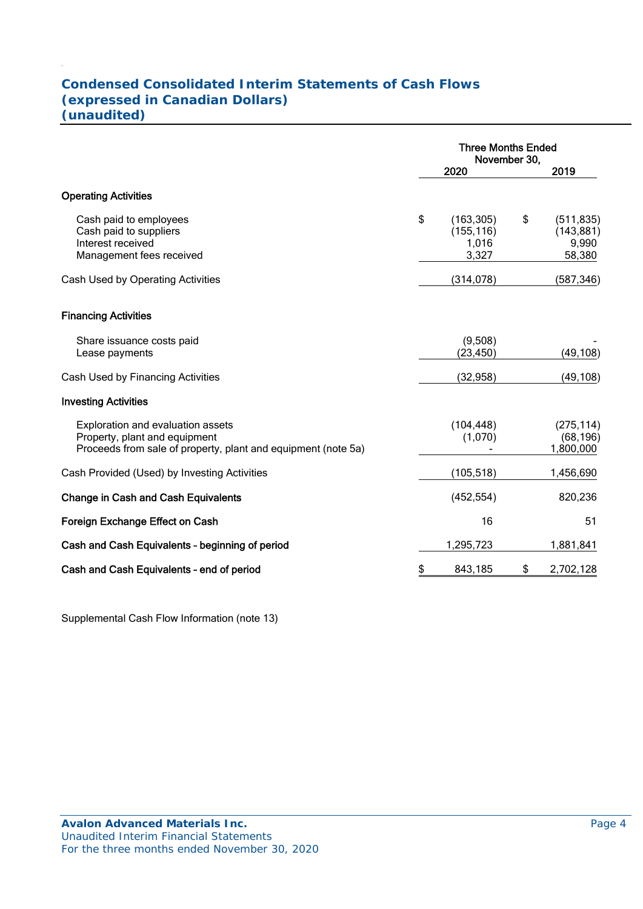# Condensed Consolidated Interim Statements of Cash Flows
# (expressed in Canadian Dollars)
# (unaudited)

| | Three Months Ended November 30, 2020 | Three Months Ended November 30, 2019 |
|---|---|---|
| **Operating Activities** | | |
| Cash paid to employees | $ (163,305) | $ (511,835) |
| Cash paid to suppliers | (155,116) | (143,881) |
| Interest received | 1,016 | 9,990 |
| Management fees received | 3,327 | 58,380 |
| Cash Used by Operating Activities | (314,078) | (587,346) |
| **Financing Activities** | | |
| Share issuance costs paid | (9,508) | - |
| Lease payments | (23,450) | (49,108) |
| Cash Used by Financing Activities | (32,958) | (49,108) |
| **Investing Activities** | | |
| Exploration and evaluation assets | (104,448) | (275,114) |
| Property, plant and equipment | (1,070) | (68,196) |
| Proceeds from sale of property, plant and equipment (note 5a) | - | 1,800,000 |
| Cash Provided (Used) by Investing Activities | (105,518) | 1,456,690 |
| **Change in Cash and Cash Equivalents** | (452,554) | 820,236 |
| **Foreign Exchange Effect on Cash** | 16 | 51 |
| **Cash and Cash Equivalents - beginning of period** | 1,295,723 | 1,881,841 |
| **Cash and Cash Equivalents - end of period** | $ 843,185 | $ 2,702,128 |

Supplemental Cash Flow Information (note 13)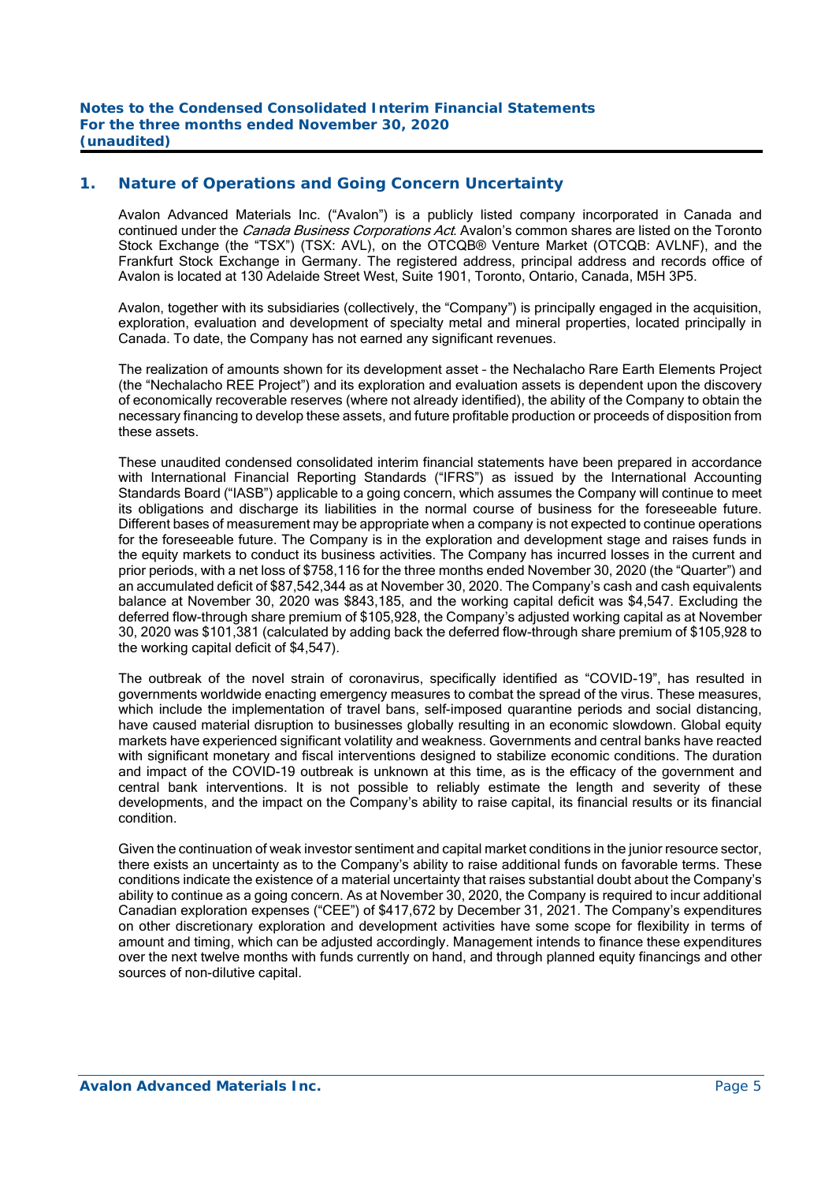## 1. Nature of Operations and Going Concern Uncertainty

Avalon Advanced Materials Inc. ("Avalon") is a publicly listed company incorporated in Canada and continued under the *Canada Business Corporations Act*. Avalon's common shares are listed on the Toronto Stock Exchange (the "TSX") (TSX: AVL), on the OTCQB® Venture Market (OTCQB: AVLNF), and the Frankfurt Stock Exchange in Germany. The registered address, principal address and records office of Avalon is located at 130 Adelaide Street West, Suite 1901, Toronto, Ontario, Canada, M5H 3P5.

Avalon, together with its subsidiaries (collectively, the "Company") is principally engaged in the acquisition, exploration, evaluation and development of specialty metal and mineral properties, located principally in Canada. To date, the Company has not earned any significant revenues.

The realization of amounts shown for its development asset – the Nechalacho Rare Earth Elements Project (the "Nechalacho REE Project") and its exploration and evaluation assets is dependent upon the discovery of economically recoverable reserves (where not already identified), the ability of the Company to obtain the necessary financing to develop these assets, and future profitable production or proceeds of disposition from these assets.

These unaudited condensed consolidated interim financial statements have been prepared in accordance with International Financial Reporting Standards ("IFRS") as issued by the International Accounting Standards Board ("IASB") applicable to a going concern, which assumes the Company will continue to meet its obligations and discharge its liabilities in the normal course of business for the foreseeable future. Different bases of measurement may be appropriate when a company is not expected to continue operations for the foreseeable future. The Company is in the exploration and development stage and raises funds in the equity markets to conduct its business activities. The Company has incurred losses in the current and prior periods, with a net loss of $758,116 for the three months ended November 30, 2020 (the "Quarter") and an accumulated deficit of $87,542,344 as at November 30, 2020. The Company's cash and cash equivalents balance at November 30, 2020 was $843,185, and the working capital deficit was $4,547. Excluding the deferred flow-through share premium of $105,928, the Company's adjusted working capital as at November 30, 2020 was $101,381 (calculated by adding back the deferred flow-through share premium of $105,928 to the working capital deficit of $4,547).

The outbreak of the novel strain of coronavirus, specifically identified as "COVID-19", has resulted in governments worldwide enacting emergency measures to combat the spread of the virus. These measures, which include the implementation of travel bans, self-imposed quarantine periods and social distancing, have caused material disruption to businesses globally resulting in an economic slowdown. Global equity markets have experienced significant volatility and weakness. Governments and central banks have reacted with significant monetary and fiscal interventions designed to stabilize economic conditions. The duration and impact of the COVID-19 outbreak is unknown at this time, as is the efficacy of the government and central bank interventions. It is not possible to reliably estimate the length and severity of these developments, and the impact on the Company's ability to raise capital, its financial results or its financial condition.

Given the continuation of weak investor sentiment and capital market conditions in the junior resource sector, there exists an uncertainty as to the Company's ability to raise additional funds on favorable terms. These conditions indicate the existence of a material uncertainty that raises substantial doubt about the Company's ability to continue as a going concern. As at November 30, 2020, the Company is required to incur additional Canadian exploration expenses ("CEE") of $417,672 by December 31, 2021. The Company's expenditures on other discretionary exploration and development activities have some scope for flexibility in terms of amount and timing, which can be adjusted accordingly. Management intends to finance these expenditures over the next twelve months with funds currently on hand, and through planned equity financings and other sources of non-dilutive capital.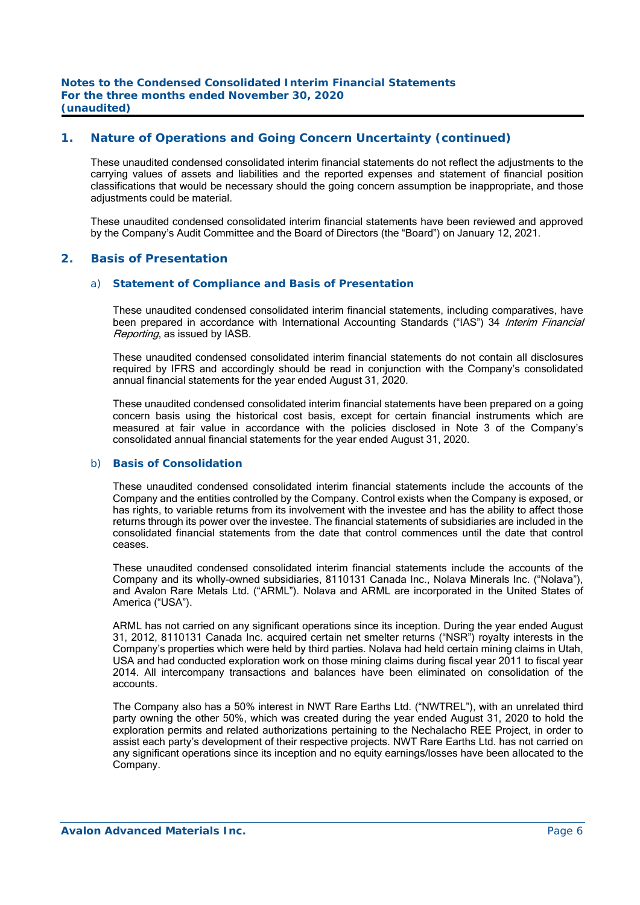## 1. Nature of Operations and Going Concern Uncertainty (continued)

These unaudited condensed consolidated interim financial statements do not reflect the adjustments to the carrying values of assets and liabilities and the reported expenses and statement of financial position classifications that would be necessary should the going concern assumption be inappropriate, and those adjustments could be material.

These unaudited condensed consolidated interim financial statements have been reviewed and approved by the Company's Audit Committee and the Board of Directors (the "Board") on January 12, 2021.

## 2. Basis of Presentation

### a) Statement of Compliance and Basis of Presentation

These unaudited condensed consolidated interim financial statements, including comparatives, have been prepared in accordance with International Accounting Standards ("IAS") 34 *Interim Financial Reporting*, as issued by IASB.

These unaudited condensed consolidated interim financial statements do not contain all disclosures required by IFRS and accordingly should be read in conjunction with the Company's consolidated annual financial statements for the year ended August 31, 2020.

These unaudited condensed consolidated interim financial statements have been prepared on a going concern basis using the historical cost basis, except for certain financial instruments which are measured at fair value in accordance with the policies disclosed in Note 3 of the Company's consolidated annual financial statements for the year ended August 31, 2020.

### b) Basis of Consolidation

These unaudited condensed consolidated interim financial statements include the accounts of the Company and the entities controlled by the Company. Control exists when the Company is exposed, or has rights, to variable returns from its involvement with the investee and has the ability to affect those returns through its power over the investee. The financial statements of subsidiaries are included in the consolidated financial statements from the date that control commences until the date that control ceases.

These unaudited condensed consolidated interim financial statements include the accounts of the Company and its wholly-owned subsidiaries, 8110131 Canada Inc., Nolava Minerals Inc. ("Nolava"), and Avalon Rare Metals Ltd. ("ARML"). Nolava and ARML are incorporated in the United States of America ("USA").

ARML has not carried on any significant operations since its inception. During the year ended August 31, 2012, 8110131 Canada Inc. acquired certain net smelter returns ("NSR") royalty interests in the Company's properties which were held by third parties. Nolava had held certain mining claims in Utah, USA and had conducted exploration work on those mining claims during fiscal year 2011 to fiscal year 2014. All intercompany transactions and balances have been eliminated on consolidation of the accounts.

The Company also has a 50% interest in NWT Rare Earths Ltd. ("NWTREL"), with an unrelated third party owning the other 50%, which was created during the year ended August 31, 2020 to hold the exploration permits and related authorizations pertaining to the Nechalacho REE Project, in order to assist each party's development of their respective projects. NWT Rare Earths Ltd. has not carried on any significant operations since its inception and no equity earnings/losses have been allocated to the Company.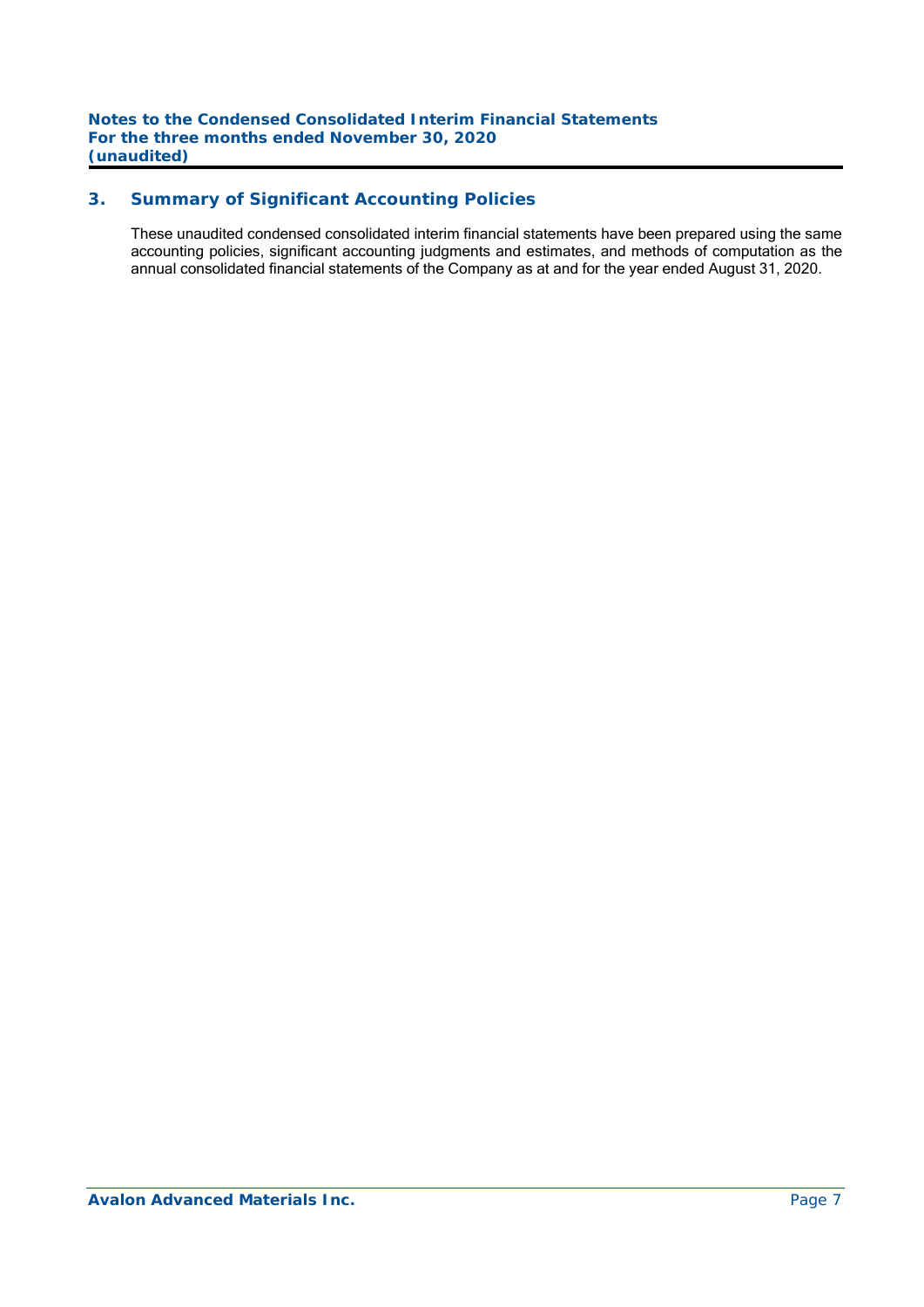## 3. Summary of Significant Accounting Policies

These unaudited condensed consolidated interim financial statements have been prepared using the same accounting policies, significant accounting judgments and estimates, and methods of computation as the annual consolidated financial statements of the Company as at and for the year ended August 31, 2020.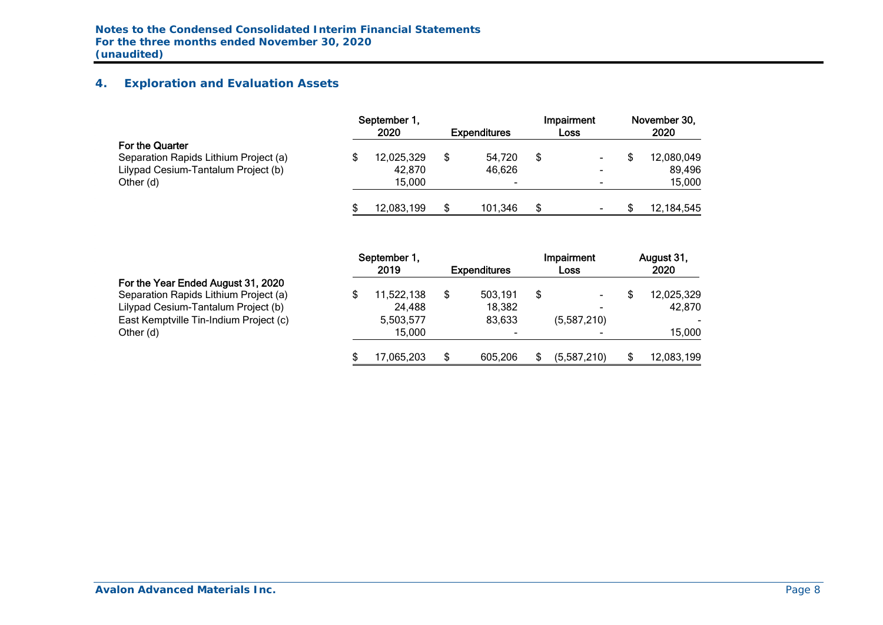## 4. Exploration and Evaluation Assets

| | September 1, 2020 | Expenditures | Impairment Loss | November 30, 2020 |
|---|---|---|---|---|
| **For the Quarter** | | | | |
| Separation Rapids Lithium Project (a) | $ 12,025,329 | $ 54,720 | $ - | $ 12,080,049 |
| Lilypad Cesium-Tantalum Project (b) | 42,870 | 46,626 | - | 89,496 |
| Other (d) | 15,000 | - | - | 15,000 |
| | $ 12,083,199 | $ 101,346 | $ - | $ 12,184,545 |

| | September 1, 2019 | Expenditures | Impairment Loss | August 31, 2020 |
|---|---|---|---|---|
| **For the Year Ended August 31, 2020** | | | | |
| Separation Rapids Lithium Project (a) | $ 11,522,138 | $ 503,191 | $ - | $ 12,025,329 |
| Lilypad Cesium-Tantalum Project (b) | 24,488 | 18,382 | - | 42,870 |
| East Kemptville Tin-Indium Project (c) | 5,503,577 | 83,633 | (5,587,210) | - |
| Other (d) | 15,000 | - | - | 15,000 |
| | $ 17,065,203 | $ 605,206 | $ (5,587,210) | $ 12,083,199 |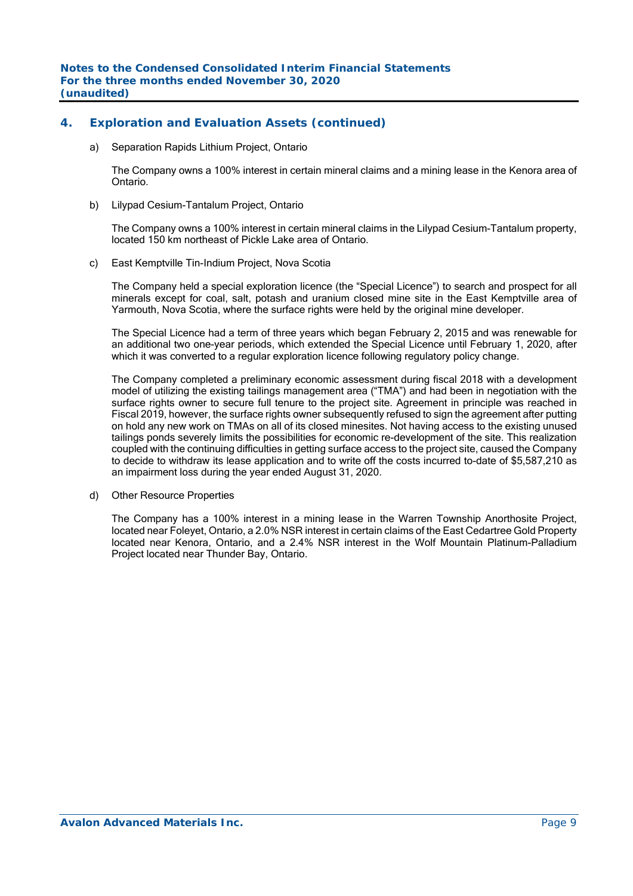## 4. Exploration and Evaluation Assets (continued)

a) Separation Rapids Lithium Project, Ontario

The Company owns a 100% interest in certain mineral claims and a mining lease in the Kenora area of Ontario.

b) Lilypad Cesium-Tantalum Project, Ontario

The Company owns a 100% interest in certain mineral claims in the Lilypad Cesium-Tantalum property, located 150 km northeast of Pickle Lake area of Ontario.

c) East Kemptville Tin-Indium Project, Nova Scotia

The Company held a special exploration licence (the "Special Licence") to search and prospect for all minerals except for coal, salt, potash and uranium closed mine site in the East Kemptville area of Yarmouth, Nova Scotia, where the surface rights were held by the original mine developer.

The Special Licence had a term of three years which began February 2, 2015 and was renewable for an additional two one-year periods, which extended the Special Licence until February 1, 2020, after which it was converted to a regular exploration licence following regulatory policy change.

The Company completed a preliminary economic assessment during fiscal 2018 with a development model of utilizing the existing tailings management area ("TMA") and had been in negotiation with the surface rights owner to secure full tenure to the project site. Agreement in principle was reached in Fiscal 2019, however, the surface rights owner subsequently refused to sign the agreement after putting on hold any new work on TMAs on all of its closed minesites. Not having access to the existing unused tailings ponds severely limits the possibilities for economic re-development of the site. This realization coupled with the continuing difficulties in getting surface access to the project site, caused the Company to decide to withdraw its lease application and to write off the costs incurred to-date of $5,587,210 as an impairment loss during the year ended August 31, 2020.

d) Other Resource Properties

The Company has a 100% interest in a mining lease in the Warren Township Anorthosite Project, located near Foleyet, Ontario, a 2.0% NSR interest in certain claims of the East Cedartree Gold Property located near Kenora, Ontario, and a 2.4% NSR interest in the Wolf Mountain Platinum-Palladium Project located near Thunder Bay, Ontario.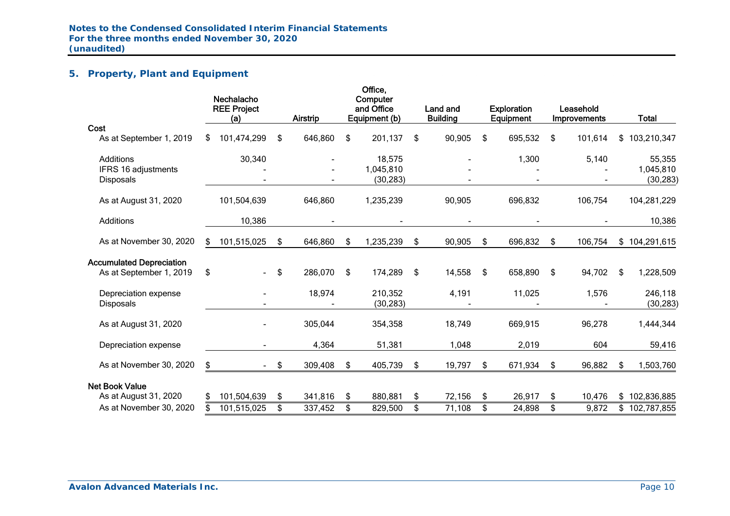## 5. Property, Plant and Equipment

| | Nechalacho REE Project (a) | Airstrip | Office, Computer and Office Equipment (b) | Land and Building | Exploration Equipment | Leasehold Improvements | Total |
|---|---|---|---|---|---|---|---|
| **Cost** | | | | | | | |
| As at September 1, 2019 | $ 101,474,299 | $ 646,860 | $ 201,137 | $ 90,905 | $ 695,532 | $ 101,614 | $ 103,210,347 |
| Additions | 30,340 | - | 18,575 | - | 1,300 | 5,140 | 55,355 |
| IFRS 16 adjustments | - | - | 1,045,810 | - | - | - | 1,045,810 |
| Disposals | - | - | (30,283) | - | - | - | (30,283) |
| As at August 31, 2020 | 101,504,639 | 646,860 | 1,235,239 | 90,905 | 696,832 | 106,754 | 104,281,229 |
| Additions | 10,386 | - | - | - | - | - | 10,386 |
| As at November 30, 2020 | $ 101,515,025 | $ 646,860 | $ 1,235,239 | $ 90,905 | $ 696,832 | $ 106,754 | $ 104,291,615 |
| **Accumulated Depreciation** | | | | | | | |
| As at September 1, 2019 | $ - | $ 286,070 | $ 174,289 | $ 14,558 | $ 658,890 | $ 94,702 | $ 1,228,509 |
| Depreciation expense | - | 18,974 | 210,352 | 4,191 | 11,025 | 1,576 | 246,118 |
| Disposals | - | - | (30,283) | - | - | - | (30,283) |
| As at August 31, 2020 | - | 305,044 | 354,358 | 18,749 | 669,915 | 96,278 | 1,444,344 |
| Depreciation expense | - | 4,364 | 51,381 | 1,048 | 2,019 | 604 | 59,416 |
| As at November 30, 2020 | $ - | $ 309,408 | $ 405,739 | $ 19,797 | $ 671,934 | $ 96,882 | $ 1,503,760 |
| **Net Book Value** | | | | | | | |
| As at August 31, 2020 | $ 101,504,639 | $ 341,816 | $ 880,881 | $ 72,156 | $ 26,917 | $ 10,476 | $ 102,836,885 |
| As at November 30, 2020 | $ 101,515,025 | $ 337,452 | $ 829,500 | $ 71,108 | $ 24,898 | $ 9,872 | $ 102,787,855 |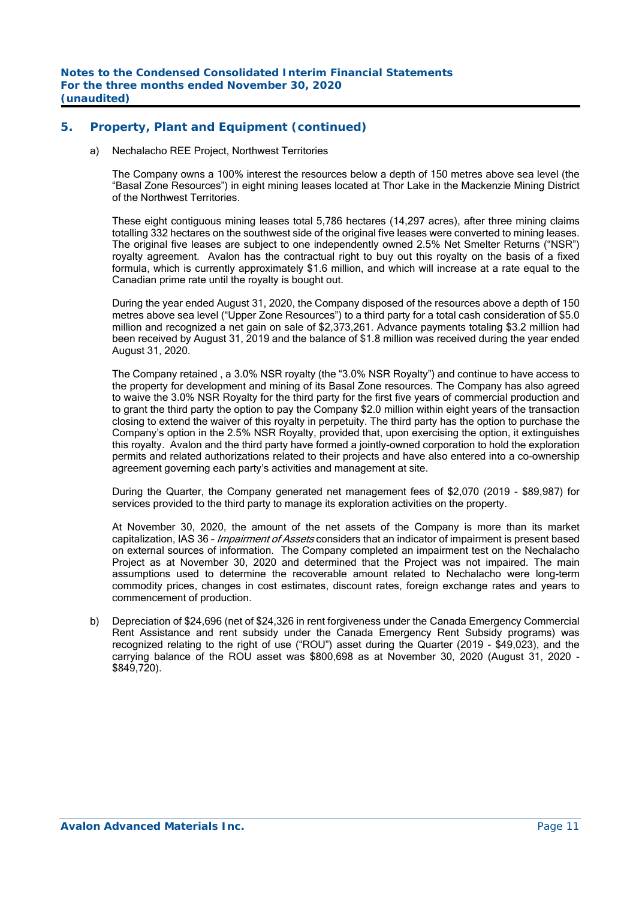## 5. Property, Plant and Equipment (continued)

a) Nechalacho REE Project, Northwest Territories

The Company owns a 100% interest the resources below a depth of 150 metres above sea level (the "Basal Zone Resources") in eight mining leases located at Thor Lake in the Mackenzie Mining District of the Northwest Territories.

These eight contiguous mining leases total 5,786 hectares (14,297 acres), after three mining claims totalling 332 hectares on the southwest side of the original five leases were converted to mining leases. The original five leases are subject to one independently owned 2.5% Net Smelter Returns ("NSR") royalty agreement. Avalon has the contractual right to buy out this royalty on the basis of a fixed formula, which is currently approximately $1.6 million, and which will increase at a rate equal to the Canadian prime rate until the royalty is bought out.

During the year ended August 31, 2020, the Company disposed of the resources above a depth of 150 metres above sea level ("Upper Zone Resources") to a third party for a total cash consideration of $5.0 million and recognized a net gain on sale of $2,373,261. Advance payments totaling $3.2 million had been received by August 31, 2019 and the balance of $1.8 million was received during the year ended August 31, 2020.

The Company retained , a 3.0% NSR royalty (the "3.0% NSR Royalty") and continue to have access to the property for development and mining of its Basal Zone resources. The Company has also agreed to waive the 3.0% NSR Royalty for the third party for the first five years of commercial production and to grant the third party the option to pay the Company $2.0 million within eight years of the transaction closing to extend the waiver of this royalty in perpetuity. The third party has the option to purchase the Company's option in the 2.5% NSR Royalty, provided that, upon exercising the option, it extinguishes this royalty. Avalon and the third party have formed a jointly-owned corporation to hold the exploration permits and related authorizations related to their projects and have also entered into a co-ownership agreement governing each party's activities and management at site.

During the Quarter, the Company generated net management fees of $2,070 (2019 - $89,987) for services provided to the third party to manage its exploration activities on the property.

At November 30, 2020, the amount of the net assets of the Company is more than its market capitalization, IAS 36 – *Impairment of Assets* considers that an indicator of impairment is present based on external sources of information. The Company completed an impairment test on the Nechalacho Project as at November 30, 2020 and determined that the Project was not impaired. The main assumptions used to determine the recoverable amount related to Nechalacho were long-term commodity prices, changes in cost estimates, discount rates, foreign exchange rates and years to commencement of production.

b) Depreciation of $24,696 (net of $24,326 in rent forgiveness under the Canada Emergency Commercial Rent Assistance and rent subsidy under the Canada Emergency Rent Subsidy programs) was recognized relating to the right of use ("ROU") asset during the Quarter (2019 - $49,023), and the carrying balance of the ROU asset was $800,698 as at November 30, 2020 (August 31, 2020 - $849,720).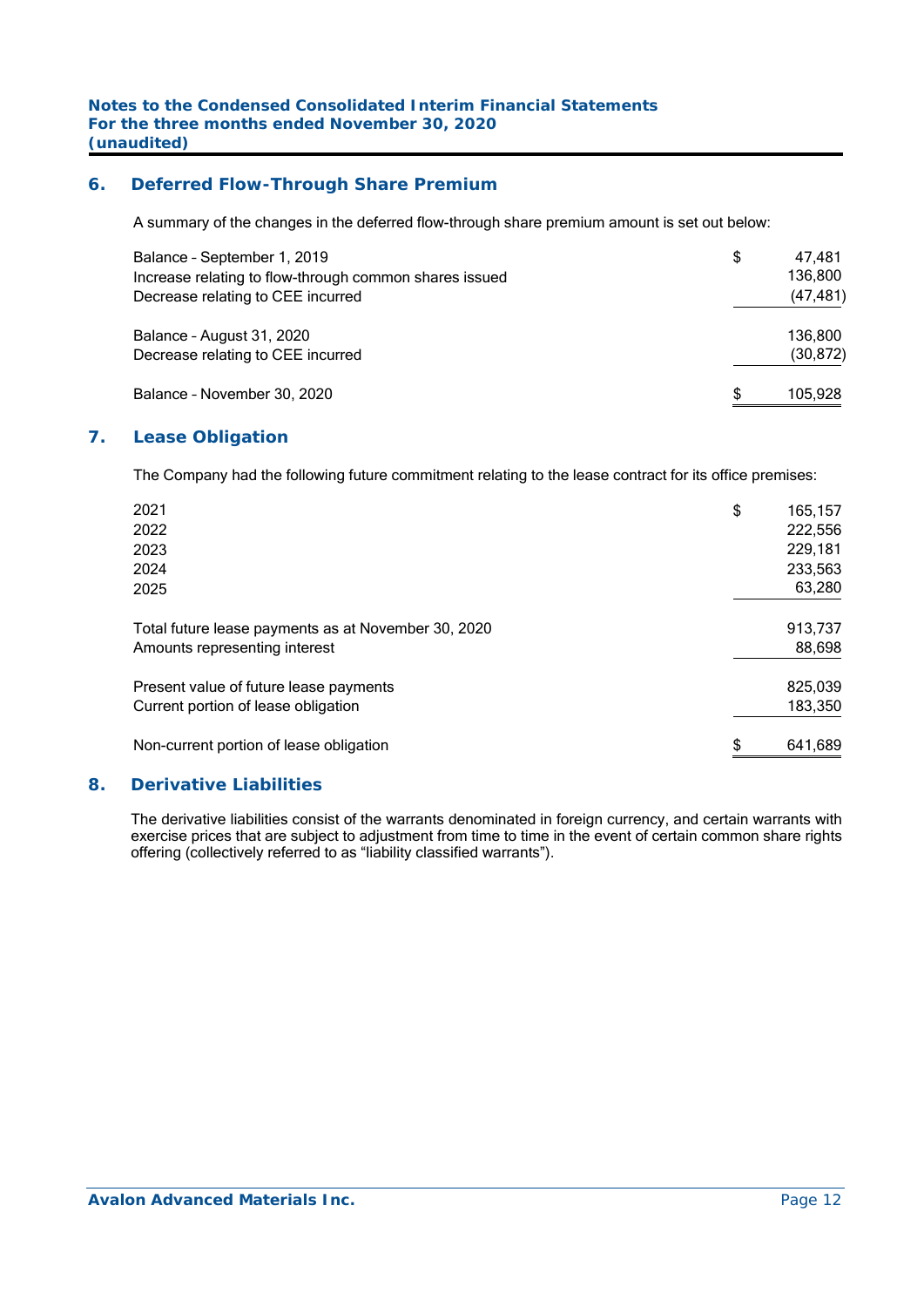## 6. Deferred Flow-Through Share Premium

A summary of the changes in the deferred flow-through share premium amount is set out below:

| | | |
|---|---|---|
| Balance – September 1, 2019 | $ | 47,481 |
| Increase relating to flow-through common shares issued | | 136,800 |
| Decrease relating to CEE incurred | | (47,481) |
| Balance – August 31, 2020 | | 136,800 |
| Decrease relating to CEE incurred | | (30,872) |
| Balance – November 30, 2020 | $ | 105,928 |

## 7. Lease Obligation

The Company had the following future commitment relating to the lease contract for its office premises:

| | | |
|---|---|---|
| 2021 | $ | 165,157 |
| 2022 | | 222,556 |
| 2023 | | 229,181 |
| 2024 | | 233,563 |
| 2025 | | 63,280 |
| Total future lease payments as at November 30, 2020 | | 913,737 |
| Amounts representing interest | | 88,698 |
| Present value of future lease payments | | 825,039 |
| Current portion of lease obligation | | 183,350 |
| Non-current portion of lease obligation | $ | 641,689 |

## 8. Derivative Liabilities

The derivative liabilities consist of the warrants denominated in foreign currency, and certain warrants with exercise prices that are subject to adjustment from time to time in the event of certain common share rights offering (collectively referred to as "liability classified warrants").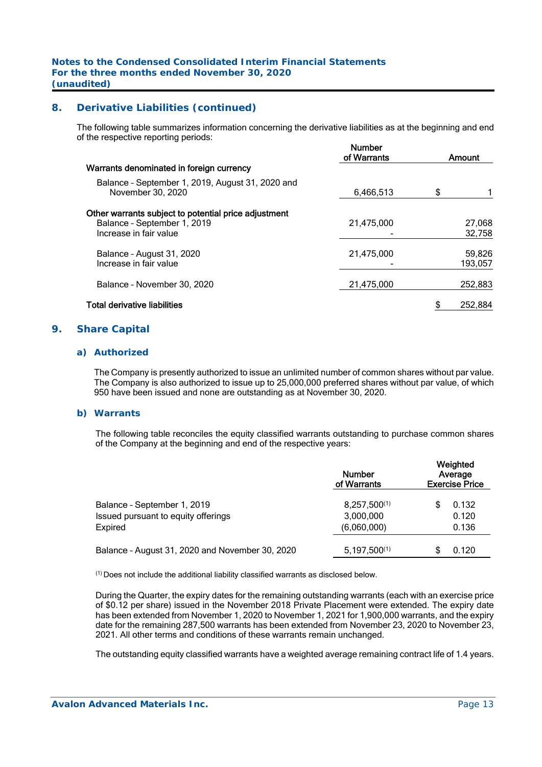## 8. Derivative Liabilities (continued)

The following table summarizes information concerning the derivative liabilities as at the beginning and end of the respective reporting periods:

| | Number of Warrants | Amount |
|---|---|---|
| **Warrants denominated in foreign currency** | | |
| Balance – September 1, 2019, August 31, 2020 and November 30, 2020 | 6,466,513 | $ 1 |
| **Other warrants subject to potential price adjustment** | | |
| Balance – September 1, 2019 | 21,475,000 | 27,068 |
| Increase in fair value | - | 32,758 |
| Balance – August 31, 2020 | 21,475,000 | 59,826 |
| Increase in fair value | - | 193,057 |
| Balance – November 30, 2020 | 21,475,000 | 252,883 |
| **Total derivative liabilities** | | $ 252,884 |

## 9. Share Capital

### a) Authorized

The Company is presently authorized to issue an unlimited number of common shares without par value. The Company is also authorized to issue up to 25,000,000 preferred shares without par value, of which 950 have been issued and none are outstanding as at November 30, 2020.

### b) Warrants

The following table reconciles the equity classified warrants outstanding to purchase common shares of the Company at the beginning and end of the respective years:

| | Number of Warrants | Weighted Average Exercise Price |
|---|---|---|
| Balance – September 1, 2019 | 8,257,500[(1)] | $ 0.132 |
| Issued pursuant to equity offerings | 3,000,000 | 0.120 |
| Expired | (6,060,000) | 0.136 |
| Balance – August 31, 2020 and November 30, 2020 | 5,197,500[(1)] | $ 0.120 |

[(1)] Does not include the additional liability classified warrants as disclosed below.

During the Quarter, the expiry dates for the remaining outstanding warrants (each with an exercise price of $0.12 per share) issued in the November 2018 Private Placement were extended. The expiry date has been extended from November 1, 2020 to November 1, 2021 for 1,900,000 warrants, and the expiry date for the remaining 287,500 warrants has been extended from November 23, 2020 to November 23, 2021. All other terms and conditions of these warrants remain unchanged.

The outstanding equity classified warrants have a weighted average remaining contract life of 1.4 years.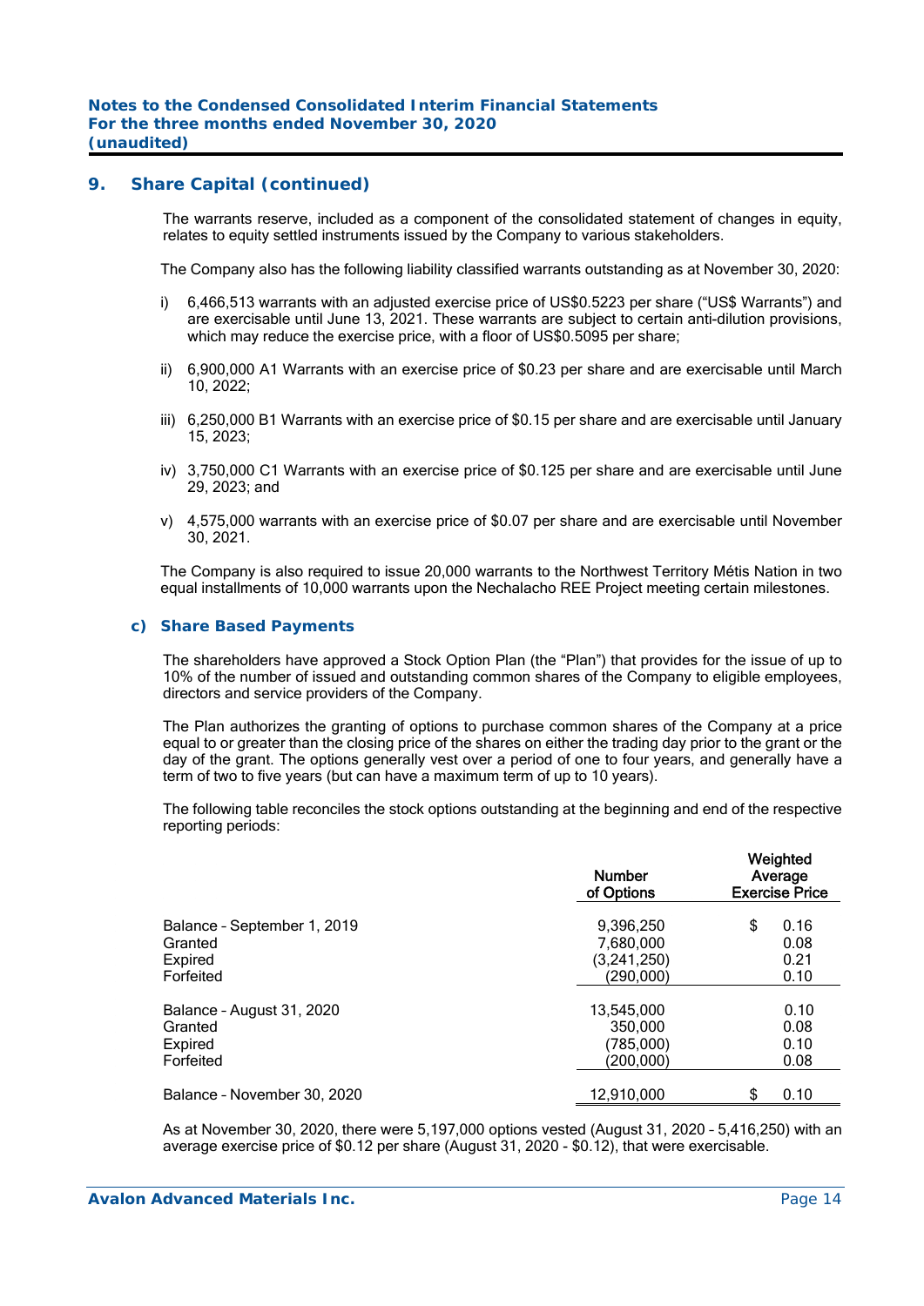## 9. Share Capital (continued)

The warrants reserve, included as a component of the consolidated statement of changes in equity, relates to equity settled instruments issued by the Company to various stakeholders.

The Company also has the following liability classified warrants outstanding as at November 30, 2020:

i) 6,466,513 warrants with an adjusted exercise price of US$0.5223 per share ("US$ Warrants") and are exercisable until June 13, 2021. These warrants are subject to certain anti-dilution provisions, which may reduce the exercise price, with a floor of US$0.5095 per share;

ii) 6,900,000 A1 Warrants with an exercise price of $0.23 per share and are exercisable until March 10, 2022;

iii) 6,250,000 B1 Warrants with an exercise price of $0.15 per share and are exercisable until January 15, 2023;

iv) 3,750,000 C1 Warrants with an exercise price of $0.125 per share and are exercisable until June 29, 2023; and

v) 4,575,000 warrants with an exercise price of $0.07 per share and are exercisable until November 30, 2021.

The Company is also required to issue 20,000 warrants to the Northwest Territory Métis Nation in two equal installments of 10,000 warrants upon the Nechalacho REE Project meeting certain milestones.

### c) Share Based Payments

The shareholders have approved a Stock Option Plan (the "Plan") that provides for the issue of up to 10% of the number of issued and outstanding common shares of the Company to eligible employees, directors and service providers of the Company.

The Plan authorizes the granting of options to purchase common shares of the Company at a price equal to or greater than the closing price of the shares on either the trading day prior to the grant or the day of the grant. The options generally vest over a period of one to four years, and generally have a term of two to five years (but can have a maximum term of up to 10 years).

The following table reconciles the stock options outstanding at the beginning and end of the respective reporting periods:

| | Number of Options | Weighted Average Exercise Price |
|---|---|---|
| Balance – September 1, 2019 | 9,396,250 | $ 0.16 |
| Granted | 7,680,000 | 0.08 |
| Expired | (3,241,250) | 0.21 |
| Forfeited | (290,000) | 0.10 |
| Balance – August 31, 2020 | 13,545,000 | 0.10 |
| Granted | 350,000 | 0.08 |
| Expired | (785,000) | 0.10 |
| Forfeited | (200,000) | 0.08 |
| Balance – November 30, 2020 | 12,910,000 | $ 0.10 |

As at November 30, 2020, there were 5,197,000 options vested (August 31, 2020 – 5,416,250) with an average exercise price of $0.12 per share (August 31, 2020 - $0.12), that were exercisable.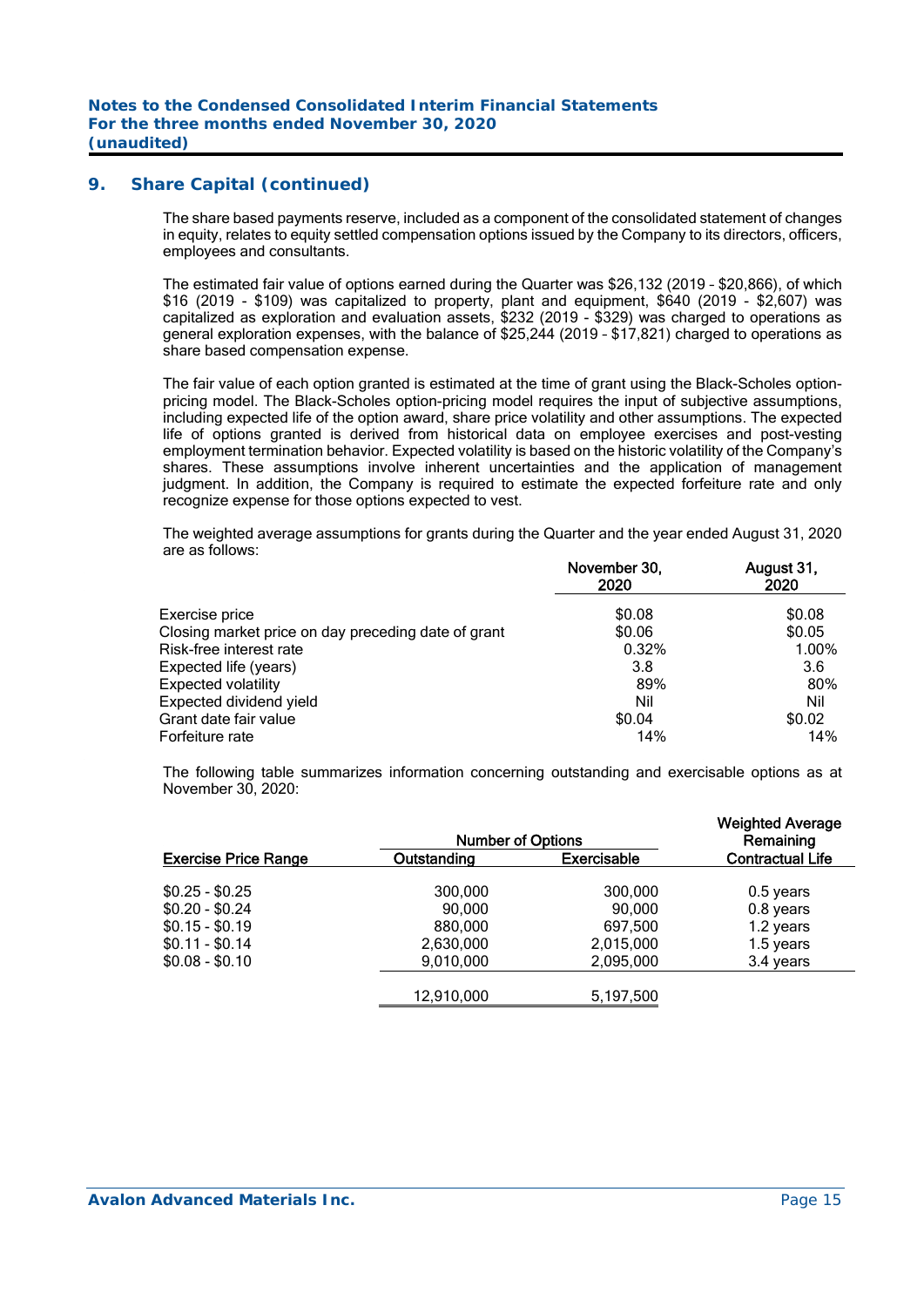## 9. Share Capital (continued)

The share based payments reserve, included as a component of the consolidated statement of changes in equity, relates to equity settled compensation options issued by the Company to its directors, officers, employees and consultants.

The estimated fair value of options earned during the Quarter was $26,132 (2019 – $20,866), of which $16 (2019 - $109) was capitalized to property, plant and equipment, $640 (2019 - $2,607) was capitalized as exploration and evaluation assets, $232 (2019 - $329) was charged to operations as general exploration expenses, with the balance of $25,244 (2019 – $17,821) charged to operations as share based compensation expense.

The fair value of each option granted is estimated at the time of grant using the Black-Scholes option-pricing model. The Black-Scholes option-pricing model requires the input of subjective assumptions, including expected life of the option award, share price volatility and other assumptions. The expected life of options granted is derived from historical data on employee exercises and post-vesting employment termination behavior. Expected volatility is based on the historic volatility of the Company's shares. These assumptions involve inherent uncertainties and the application of management judgment. In addition, the Company is required to estimate the expected forfeiture rate and only recognize expense for those options expected to vest.

The weighted average assumptions for grants during the Quarter and the year ended August 31, 2020 are as follows:

| | November 30, 2020 | August 31, 2020 |
|---|---|---|
| Exercise price | $0.08 | $0.08 |
| Closing market price on day preceding date of grant | $0.06 | $0.05 |
| Risk-free interest rate | 0.32% | 1.00% |
| Expected life (years) | 3.8 | 3.6 |
| Expected volatility | 89% | 80% |
| Expected dividend yield | Nil | Nil |
| Grant date fair value | $0.04 | $0.02 |
| Forfeiture rate | 14% | 14% |

The following table summarizes information concerning outstanding and exercisable options as at November 30, 2020:

| Exercise Price Range | Number of Options | | Weighted Average Remaining Contractual Life |
|---|---|---|---|
| | Outstanding | Exercisable | |
| $0.25 - $0.25 | 300,000 | 300,000 | 0.5 years |
| $0.20 - $0.24 | 90,000 | 90,000 | 0.8 years |
| $0.15 - $0.19 | 880,000 | 697,500 | 1.2 years |
| $0.11 - $0.14 | 2,630,000 | 2,015,000 | 1.5 years |
| $0.08 - $0.10 | 9,010,000 | 2,095,000 | 3.4 years |
| | 12,910,000 | 5,197,500 | |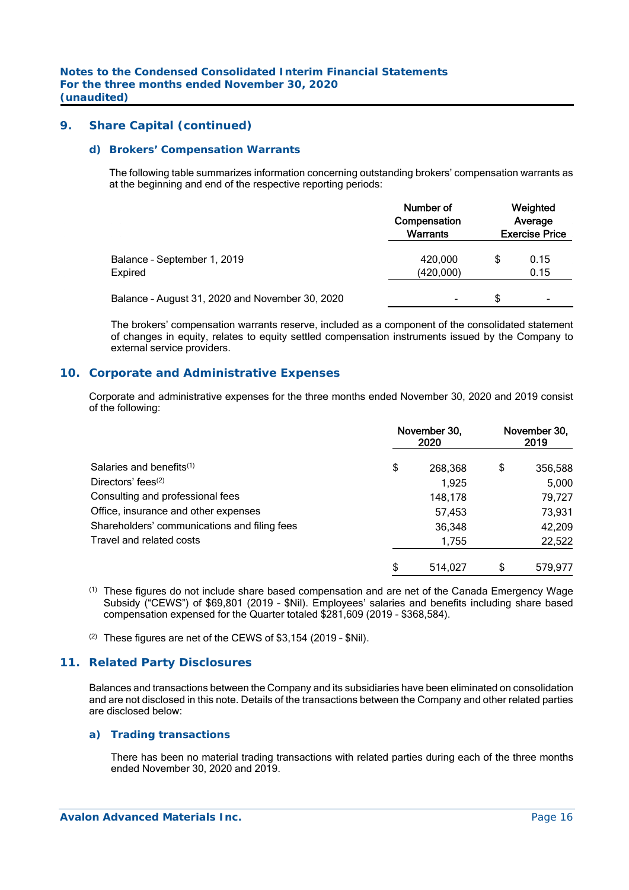## 9. Share Capital (continued)

### d) Brokers' Compensation Warrants

The following table summarizes information concerning outstanding brokers' compensation warrants as at the beginning and end of the respective reporting periods:

| | Number of Compensation Warrants | | Weighted Average Exercise Price |
|---|---|---|---|
| Balance – September 1, 2019 | 420,000 | $ | 0.15 |
| Expired | (420,000) | | 0.15 |
| Balance – August 31, 2020 and November 30, 2020 | - | $ | - |

The brokers' compensation warrants reserve, included as a component of the consolidated statement of changes in equity, relates to equity settled compensation instruments issued by the Company to external service providers.

## 10. Corporate and Administrative Expenses

Corporate and administrative expenses for the three months ended November 30, 2020 and 2019 consist of the following:

| | | November 30, 2020 | | November 30, 2019 |
|---|---|---|---|---|
| Salaries and benefits[1] | $ | 268,368 | $ | 356,588 |
| Directors' fees[2] | | 1,925 | | 5,000 |
| Consulting and professional fees | | 148,178 | | 79,727 |
| Office, insurance and other expenses | | 57,453 | | 73,931 |
| Shareholders' communications and filing fees | | 36,348 | | 42,209 |
| Travel and related costs | | 1,755 | | 22,522 |
| | $ | 514,027 | $ | 579,977 |

(1) These figures do not include share based compensation and are net of the Canada Emergency Wage Subsidy ("CEWS") of $69,801 (2019 – $Nil). Employees' salaries and benefits including share based compensation expensed for the Quarter totaled $281,609 (2019 - $368,584).

(2) These figures are net of the CEWS of $3,154 (2019 – $Nil).

## 11. Related Party Disclosures

Balances and transactions between the Company and its subsidiaries have been eliminated on consolidation and are not disclosed in this note. Details of the transactions between the Company and other related parties are disclosed below:

### a) Trading transactions

There has been no material trading transactions with related parties during each of the three months ended November 30, 2020 and 2019.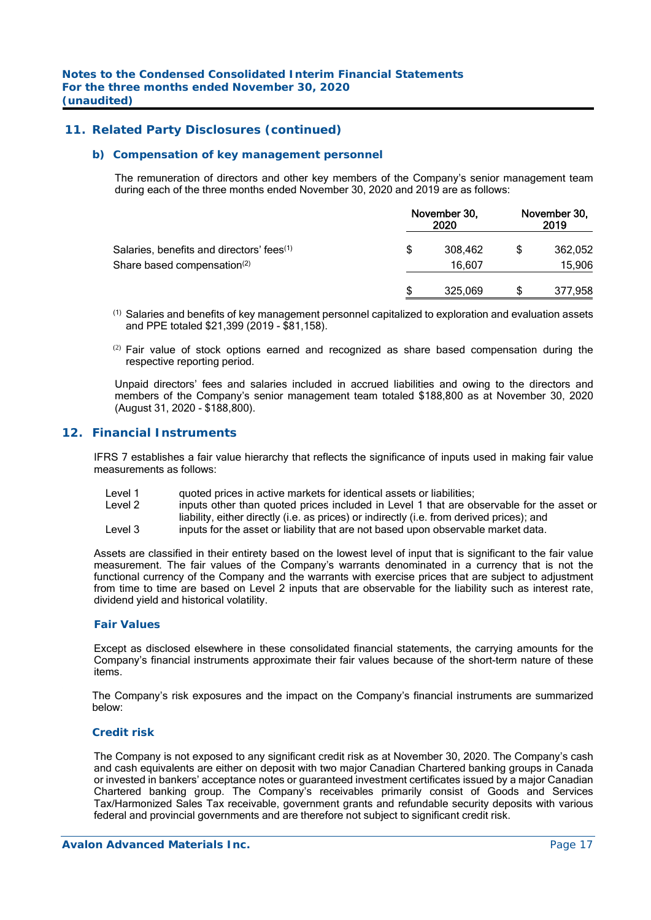## 11. Related Party Disclosures (continued)

### b) Compensation of key management personnel

The remuneration of directors and other key members of the Company's senior management team during each of the three months ended November 30, 2020 and 2019 are as follows:

| | November 30, 2020 | November 30, 2019 |
|---|---|---|
| Salaries, benefits and directors' fees[(1)] | $ 308,462 | $ 362,052 |
| Share based compensation[(2)] | 16,607 | 15,906 |
| | $ 325,069 | $ 377,958 |

(1) Salaries and benefits of key management personnel capitalized to exploration and evaluation assets and PPE totaled $21,399 (2019 - $81,158).

(2) Fair value of stock options earned and recognized as share based compensation during the respective reporting period.

Unpaid directors' fees and salaries included in accrued liabilities and owing to the directors and members of the Company's senior management team totaled $188,800 as at November 30, 2020 (August 31, 2020 - $188,800).

## 12. Financial Instruments

IFRS 7 establishes a fair value hierarchy that reflects the significance of inputs used in making fair value measurements as follows:

- Level 1 quoted prices in active markets for identical assets or liabilities;
- Level 2 inputs other than quoted prices included in Level 1 that are observable for the asset or liability, either directly (i.e. as prices) or indirectly (i.e. from derived prices); and
- Level 3 inputs for the asset or liability that are not based upon observable market data.

Assets are classified in their entirety based on the lowest level of input that is significant to the fair value measurement. The fair values of the Company's warrants denominated in a currency that is not the functional currency of the Company and the warrants with exercise prices that are subject to adjustment from time to time are based on Level 2 inputs that are observable for the liability such as interest rate, dividend yield and historical volatility.

### Fair Values

Except as disclosed elsewhere in these consolidated financial statements, the carrying amounts for the Company's financial instruments approximate their fair values because of the short-term nature of these items.

The Company's risk exposures and the impact on the Company's financial instruments are summarized below:

### Credit risk

The Company is not exposed to any significant credit risk as at November 30, 2020. The Company's cash and cash equivalents are either on deposit with two major Canadian Chartered banking groups in Canada or invested in bankers' acceptance notes or guaranteed investment certificates issued by a major Canadian Chartered banking group. The Company's receivables primarily consist of Goods and Services Tax/Harmonized Sales Tax receivable, government grants and refundable security deposits with various federal and provincial governments and are therefore not subject to significant credit risk.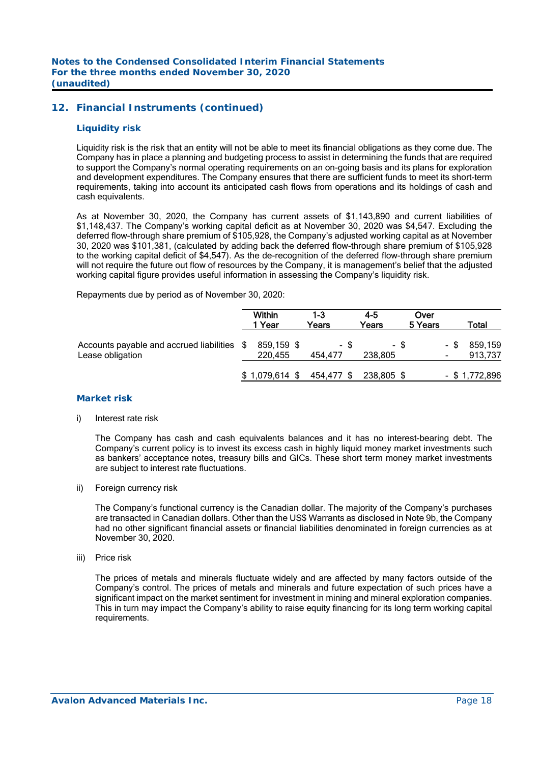## 12. Financial Instruments (continued)

### Liquidity risk

Liquidity risk is the risk that an entity will not be able to meet its financial obligations as they come due. The Company has in place a planning and budgeting process to assist in determining the funds that are required to support the Company's normal operating requirements on an on-going basis and its plans for exploration and development expenditures. The Company ensures that there are sufficient funds to meet its short-term requirements, taking into account its anticipated cash flows from operations and its holdings of cash and cash equivalents.

As at November 30, 2020, the Company has current assets of $1,143,890 and current liabilities of $1,148,437. The Company's working capital deficit as at November 30, 2020 was $4,547. Excluding the deferred flow-through share premium of $105,928, the Company's adjusted working capital as at November 30, 2020 was $101,381, (calculated by adding back the deferred flow-through share premium of $105,928 to the working capital deficit of $4,547). As the de-recognition of the deferred flow-through share premium will not require the future out flow of resources by the Company, it is management's belief that the adjusted working capital figure provides useful information in assessing the Company's liquidity risk.

Repayments due by period as of November 30, 2020:

| | Within 1 Year | 1-3 Years | 4-5 Years | Over 5 Years | Total |
|---|---|---|---|---|---|
| Accounts payable and accrued liabilities | $ 859,159 | $ - | $ - | $ - | $ 859,159 |
| Lease obligation | 220,455 | 454,477 | 238,805 | - | 913,737 |
| | $ 1,079,614 | $ 454,477 | $ 238,805 | $ - | $ 1,772,896 |

### Market risk

i) Interest rate risk

The Company has cash and cash equivalents balances and it has no interest-bearing debt. The Company's current policy is to invest its excess cash in highly liquid money market investments such as bankers' acceptance notes, treasury bills and GICs. These short term money market investments are subject to interest rate fluctuations.

ii) Foreign currency risk

The Company's functional currency is the Canadian dollar. The majority of the Company's purchases are transacted in Canadian dollars. Other than the US$ Warrants as disclosed in Note 9b, the Company had no other significant financial assets or financial liabilities denominated in foreign currencies as at November 30, 2020.

iii) Price risk

The prices of metals and minerals fluctuate widely and are affected by many factors outside of the Company's control. The prices of metals and minerals and future expectation of such prices have a significant impact on the market sentiment for investment in mining and mineral exploration companies. This in turn may impact the Company's ability to raise equity financing for its long term working capital requirements.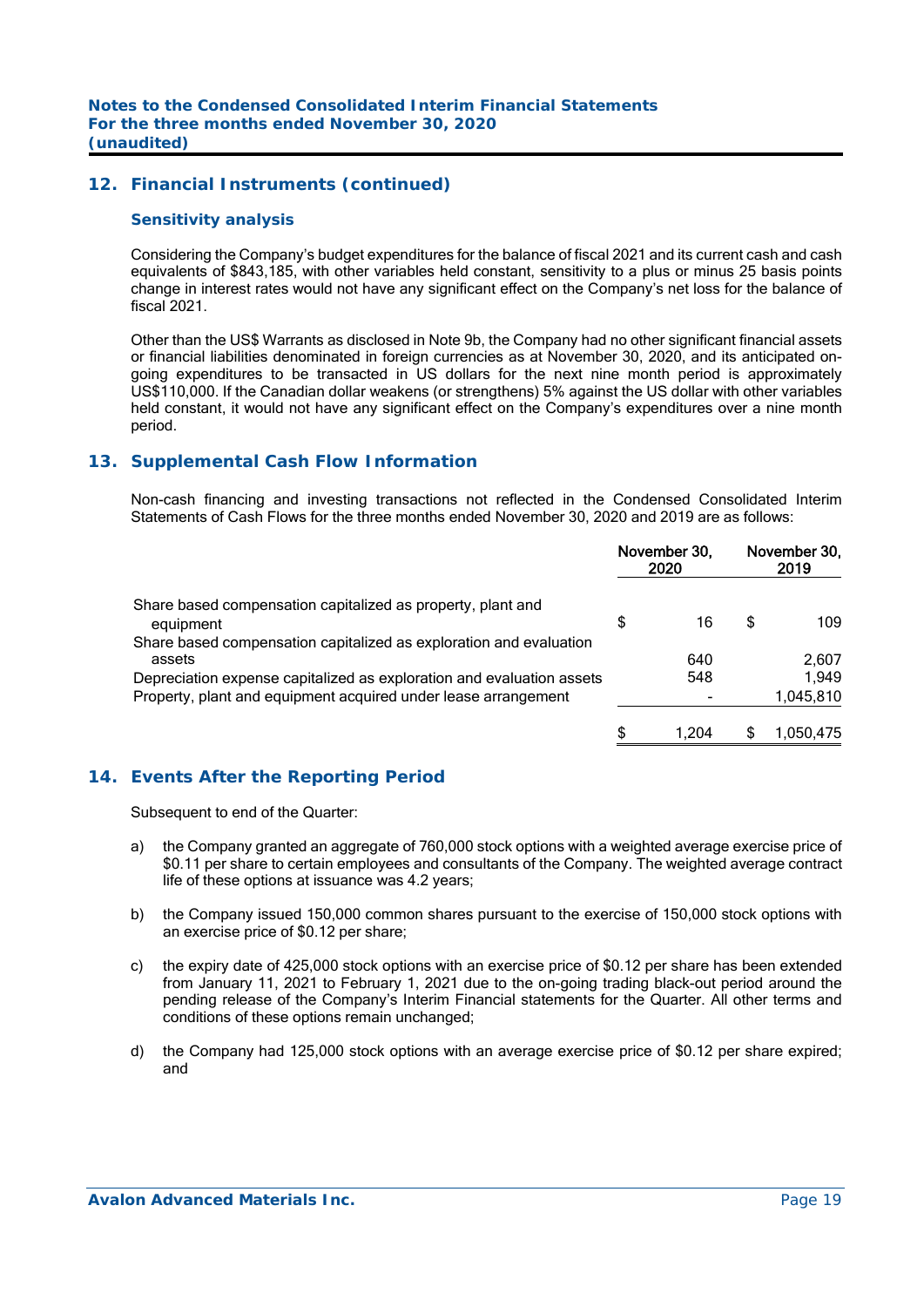## 12. Financial Instruments (continued)

### Sensitivity analysis

Considering the Company's budget expenditures for the balance of fiscal 2021 and its current cash and cash equivalents of $843,185, with other variables held constant, sensitivity to a plus or minus 25 basis points change in interest rates would not have any significant effect on the Company's net loss for the balance of fiscal 2021.

Other than the US$ Warrants as disclosed in Note 9b, the Company had no other significant financial assets or financial liabilities denominated in foreign currencies as at November 30, 2020, and its anticipated on-going expenditures to be transacted in US dollars for the next nine month period is approximately US$110,000. If the Canadian dollar weakens (or strengthens) 5% against the US dollar with other variables held constant, it would not have any significant effect on the Company's expenditures over a nine month period.

## 13. Supplemental Cash Flow Information

Non-cash financing and investing transactions not reflected in the Condensed Consolidated Interim Statements of Cash Flows for the three months ended November 30, 2020 and 2019 are as follows:

| | November 30, 2020 | November 30, 2019 |
|---|---|---|
| Share based compensation capitalized as property, plant and equipment | $ 16 | $ 109 |
| Share based compensation capitalized as exploration and evaluation assets | 640 | 2,607 |
| Depreciation expense capitalized as exploration and evaluation assets | 548 | 1,949 |
| Property, plant and equipment acquired under lease arrangement | - | 1,045,810 |
| | $ 1,204 | $ 1,050,475 |

## 14. Events After the Reporting Period

Subsequent to end of the Quarter:

a) the Company granted an aggregate of 760,000 stock options with a weighted average exercise price of $0.11 per share to certain employees and consultants of the Company. The weighted average contract life of these options at issuance was 4.2 years;

b) the Company issued 150,000 common shares pursuant to the exercise of 150,000 stock options with an exercise price of $0.12 per share;

c) the expiry date of 425,000 stock options with an exercise price of $0.12 per share has been extended from January 11, 2021 to February 1, 2021 due to the on-going trading black-out period around the pending release of the Company's Interim Financial statements for the Quarter. All other terms and conditions of these options remain unchanged;

d) the Company had 125,000 stock options with an average exercise price of $0.12 per share expired; and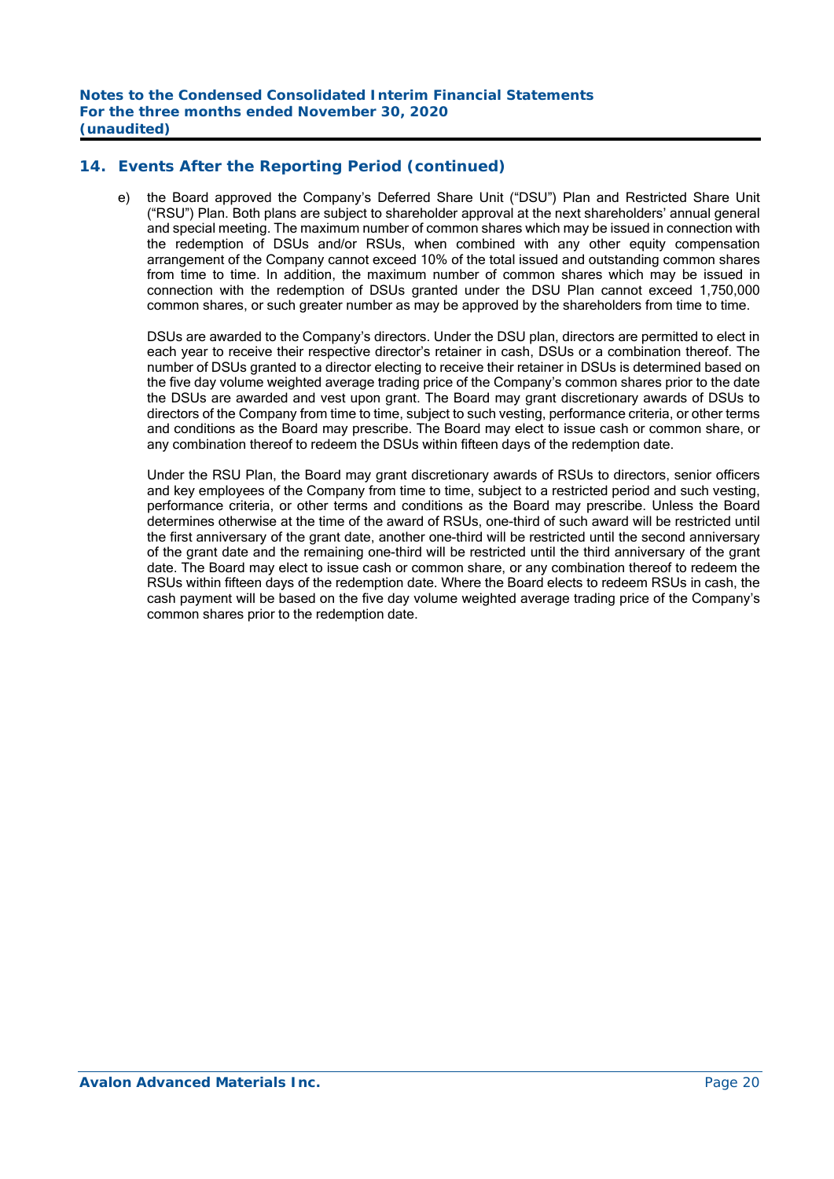## 14. Events After the Reporting Period (continued)

e) the Board approved the Company's Deferred Share Unit ("DSU") Plan and Restricted Share Unit ("RSU") Plan. Both plans are subject to shareholder approval at the next shareholders' annual general and special meeting. The maximum number of common shares which may be issued in connection with the redemption of DSUs and/or RSUs, when combined with any other equity compensation arrangement of the Company cannot exceed 10% of the total issued and outstanding common shares from time to time. In addition, the maximum number of common shares which may be issued in connection with the redemption of DSUs granted under the DSU Plan cannot exceed 1,750,000 common shares, or such greater number as may be approved by the shareholders from time to time.

   DSUs are awarded to the Company's directors. Under the DSU plan, directors are permitted to elect in each year to receive their respective director's retainer in cash, DSUs or a combination thereof. The number of DSUs granted to a director electing to receive their retainer in DSUs is determined based on the five day volume weighted average trading price of the Company's common shares prior to the date the DSUs are awarded and vest upon grant. The Board may grant discretionary awards of DSUs to directors of the Company from time to time, subject to such vesting, performance criteria, or other terms and conditions as the Board may prescribe. The Board may elect to issue cash or common share, or any combination thereof to redeem the DSUs within fifteen days of the redemption date.

   Under the RSU Plan, the Board may grant discretionary awards of RSUs to directors, senior officers and key employees of the Company from time to time, subject to a restricted period and such vesting, performance criteria, or other terms and conditions as the Board may prescribe. Unless the Board determines otherwise at the time of the award of RSUs, one-third of such award will be restricted until the first anniversary of the grant date, another one-third will be restricted until the second anniversary of the grant date and the remaining one-third will be restricted until the third anniversary of the grant date. The Board may elect to issue cash or common share, or any combination thereof to redeem the RSUs within fifteen days of the redemption date. Where the Board elects to redeem RSUs in cash, the cash payment will be based on the five day volume weighted average trading price of the Company's common shares prior to the redemption date.